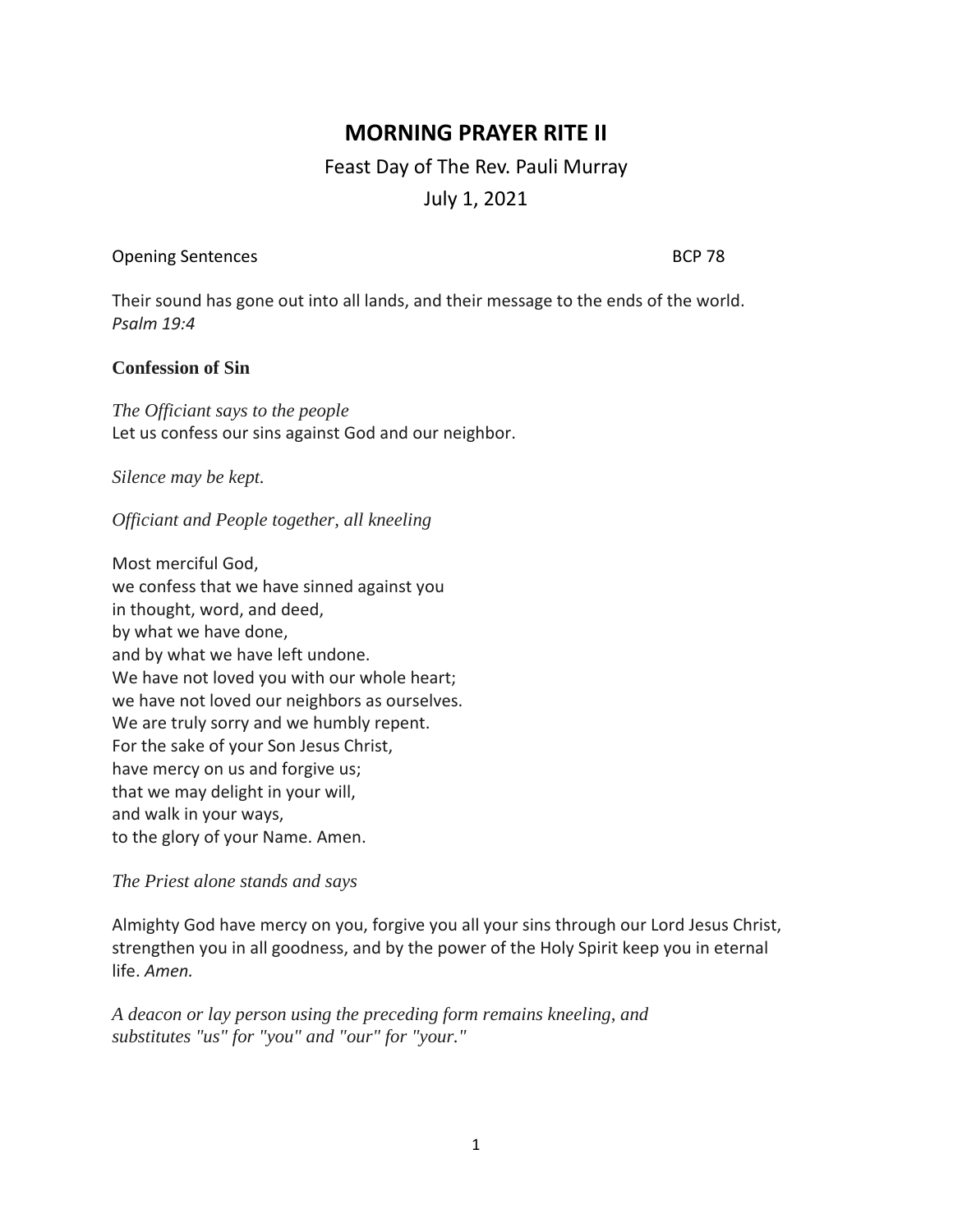# MORNING PRAYER RITE II

Feast Day of The Rev. Pauli Murray

July 1, 2021

Opening Sentences BCP 78

Their sound has gone out into all lands, and their message to the ends of the world.
*Psalm 19:4*

**Confession of Sin**

*The Officiant says to the people*
Let us confess our sins against God and our neighbor.

*Silence may be kept.*

*Officiant and People together, all kneeling*

Most merciful God,
we confess that we have sinned against you
in thought, word, and deed,
by what we have done,
and by what we have left undone.
We have not loved you with our whole heart;
we have not loved our neighbors as ourselves.
We are truly sorry and we humbly repent.
For the sake of your Son Jesus Christ,
have mercy on us and forgive us;
that we may delight in your will,
and walk in your ways,
to the glory of your Name. Amen.

*The Priest alone stands and says*

Almighty God have mercy on you, forgive you all your sins through our Lord Jesus Christ, strengthen you in all goodness, and by the power of the Holy Spirit keep you in eternal life. *Amen.*

*A deacon or lay person using the preceding form remains kneeling, and substitutes "us" for "you" and "our" for "your."*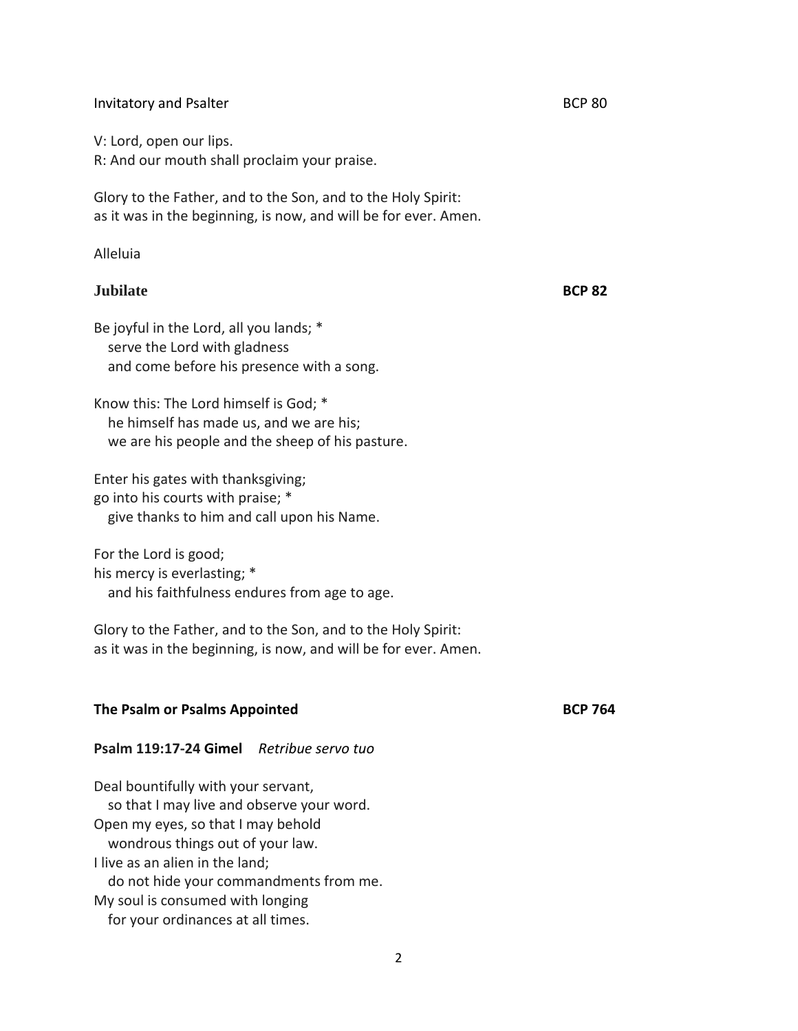Invitatory and Psalter BCP 80

V: Lord, open our lips.
R: And our mouth shall proclaim your praise.

Glory to the Father, and to the Son, and to the Holy Spirit:
as it was in the beginning, is now, and will be for ever. Amen.

Alleluia

**Jubilate** **BCP 82**

Be joyful in the Lord, all you lands; *
serve the Lord with gladness
and come before his presence with a song.

Know this: The Lord himself is God; *
he himself has made us, and we are his;
we are his people and the sheep of his pasture.

Enter his gates with thanksgiving;
go into his courts with praise; *
give thanks to him and call upon his Name.

For the Lord is good;
his mercy is everlasting; *
and his faithfulness endures from age to age.

Glory to the Father, and to the Son, and to the Holy Spirit:
as it was in the beginning, is now, and will be for ever. Amen.

**The Psalm or Psalms Appointed** **BCP 764**

**Psalm 119:17-24 Gimel** *Retribue servo tuo*

Deal bountifully with your servant,
so that I may live and observe your word.
Open my eyes, so that I may behold
wondrous things out of your law.
I live as an alien in the land;
do not hide your commandments from me.
My soul is consumed with longing
for your ordinances at all times.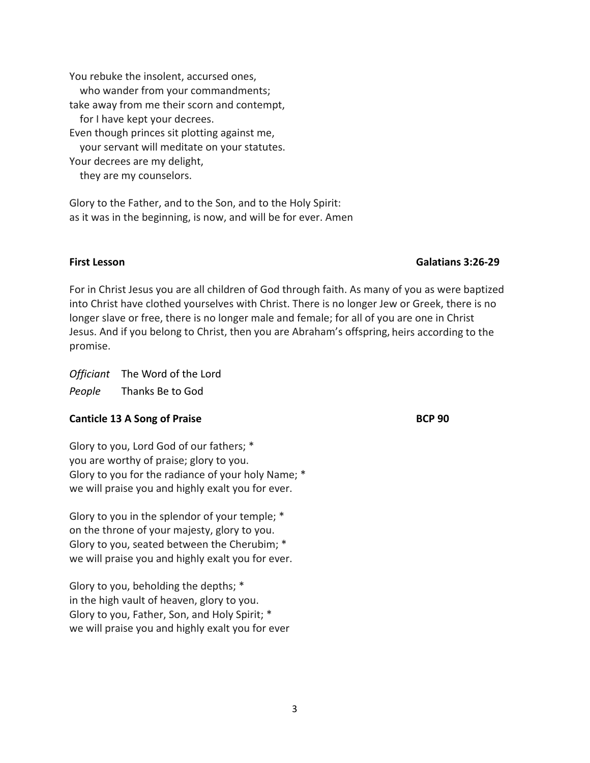You rebuke the insolent, accursed ones,
   who wander from your commandments;
take away from me their scorn and contempt,
   for I have kept your decrees.
Even though princes sit plotting against me,
   your servant will meditate on your statutes.
Your decrees are my delight,
   they are my counselors.

Glory to the Father, and to the Son, and to the Holy Spirit:
as it was in the beginning, is now, and will be for ever. Amen

**First Lesson** **Galatians 3:26-29**

For in Christ Jesus you are all children of God through faith. As many of you as were baptized into Christ have clothed yourselves with Christ. There is no longer Jew or Greek, there is no longer slave or free, there is no longer male and female; for all of you are one in Christ Jesus. And if you belong to Christ, then you are Abraham's offspring, heirs according to the promise.

*Officiant* The Word of the Lord
*People* Thanks Be to God

**Canticle 13 A Song of Praise** **BCP 90**

Glory to you, Lord God of our fathers; *
you are worthy of praise; glory to you.
Glory to you for the radiance of your holy Name; *
we will praise you and highly exalt you for ever.

Glory to you in the splendor of your temple; *
on the throne of your majesty, glory to you.
Glory to you, seated between the Cherubim; *
we will praise you and highly exalt you for ever.

Glory to you, beholding the depths; *
in the high vault of heaven, glory to you.
Glory to you, Father, Son, and Holy Spirit; *
we will praise you and highly exalt you for ever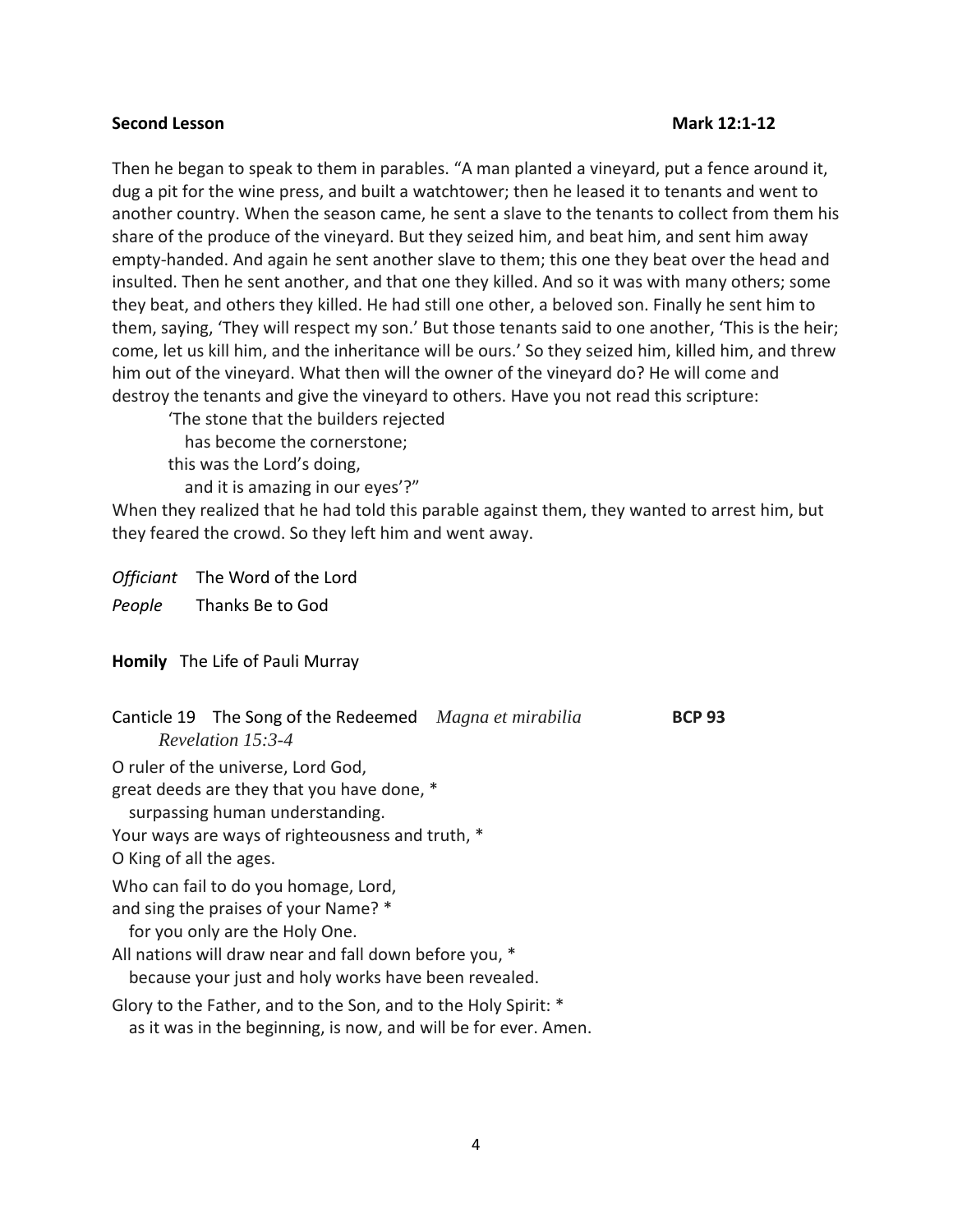**Second Lesson** **Mark 12:1-12**

Then he began to speak to them in parables. "A man planted a vineyard, put a fence around it, dug a pit for the wine press, and built a watchtower; then he leased it to tenants and went to another country. When the season came, he sent a slave to the tenants to collect from them his share of the produce of the vineyard. But they seized him, and beat him, and sent him away empty-handed. And again he sent another slave to them; this one they beat over the head and insulted. Then he sent another, and that one they killed. And so it was with many others; some they beat, and others they killed. He had still one other, a beloved son. Finally he sent him to them, saying, 'They will respect my son.' But those tenants said to one another, 'This is the heir; come, let us kill him, and the inheritance will be ours.' So they seized him, killed him, and threw him out of the vineyard. What then will the owner of the vineyard do? He will come and destroy the tenants and give the vineyard to others. Have you not read this scripture:

'The stone that the builders rejected
  has become the cornerstone;
this was the Lord's doing,
  and it is amazing in our eyes'?"

When they realized that he had told this parable against them, they wanted to arrest him, but they feared the crowd. So they left him and went away.

*Officiant* The Word of the Lord
*People* Thanks Be to God

**Homily** The Life of Pauli Murray

Canticle 19 The Song of the Redeemed *Magna et mirabilia* **BCP 93**
*Revelation 15:3-4*

O ruler of the universe, Lord God,
great deeds are they that you have done, *
  surpassing human understanding.
Your ways are ways of righteousness and truth, *
O King of all the ages.

Who can fail to do you homage, Lord,
and sing the praises of your Name? *
  for you only are the Holy One.
All nations will draw near and fall down before you, *
  because your just and holy works have been revealed.

Glory to the Father, and to the Son, and to the Holy Spirit: *
  as it was in the beginning, is now, and will be for ever. Amen.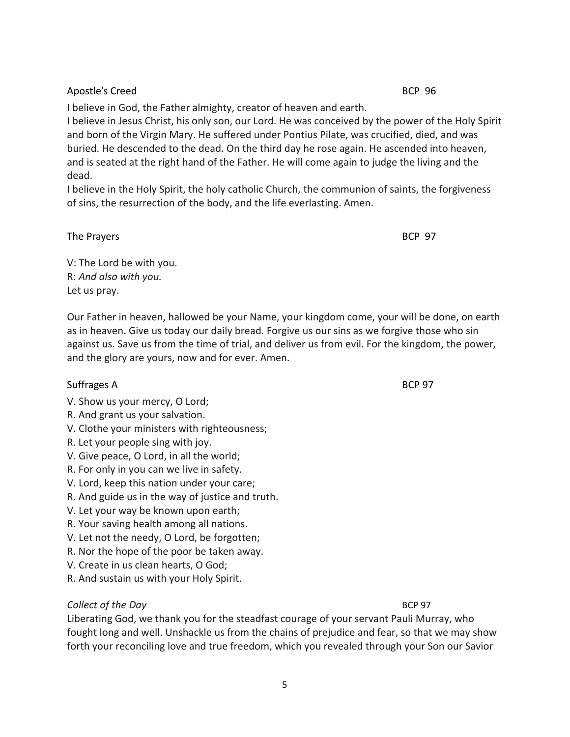Apostle's Creed BCP 96

I believe in God, the Father almighty, creator of heaven and earth.
I believe in Jesus Christ, his only son, our Lord. He was conceived by the power of the Holy Spirit and born of the Virgin Mary. He suffered under Pontius Pilate, was crucified, died, and was buried. He descended to the dead. On the third day he rose again. He ascended into heaven, and is seated at the right hand of the Father. He will come again to judge the living and the dead.
I believe in the Holy Spirit, the holy catholic Church, the communion of saints, the forgiveness of sins, the resurrection of the body, and the life everlasting. Amen.

The Prayers BCP 97

V: The Lord be with you.
R: *And also with you.*
Let us pray.

Our Father in heaven, hallowed be your Name, your kingdom come, your will be done, on earth as in heaven. Give us today our daily bread. Forgive us our sins as we forgive those who sin against us. Save us from the time of trial, and deliver us from evil. For the kingdom, the power, and the glory are yours, now and for ever. Amen.

Suffrages A BCP 97

V. Show us your mercy, O Lord;
R. And grant us your salvation.
V. Clothe your ministers with righteousness;
R. Let your people sing with joy.
V. Give peace, O Lord, in all the world;
R. For only in you can we live in safety.
V. Lord, keep this nation under your care;
R. And guide us in the way of justice and truth.
V. Let your way be known upon earth;
R. Your saving health among all nations.
V. Let not the needy, O Lord, be forgotten;
R. Nor the hope of the poor be taken away.
V. Create in us clean hearts, O God;
R. And sustain us with your Holy Spirit.

*Collect of the Day* BCP 97

Liberating God, we thank you for the steadfast courage of your servant Pauli Murray, who fought long and well. Unshackle us from the chains of prejudice and fear, so that we may show forth your reconciling love and true freedom, which you revealed through your Son our Savior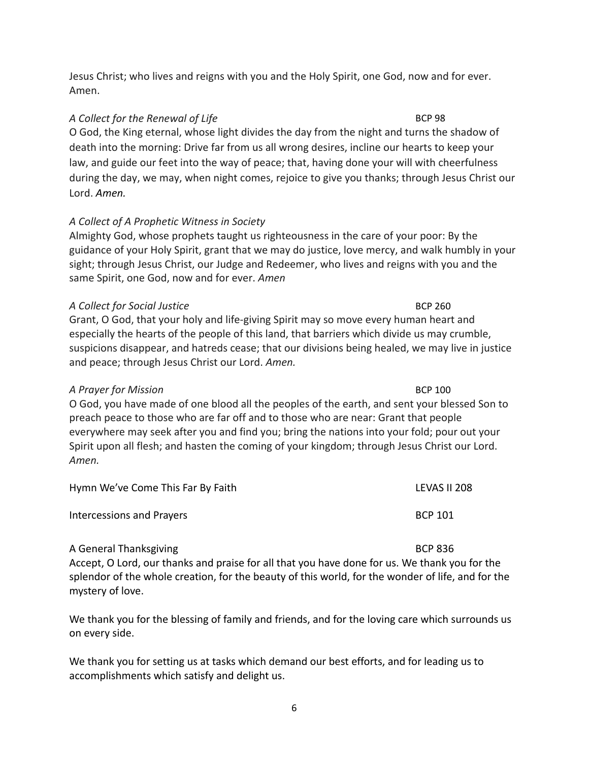Jesus Christ; who lives and reigns with you and the Holy Spirit, one God, now and for ever. Amen.

*A Collect for the Renewal of Life* BCP 98

O God, the King eternal, whose light divides the day from the night and turns the shadow of death into the morning: Drive far from us all wrong desires, incline our hearts to keep your law, and guide our feet into the way of peace; that, having done your will with cheerfulness during the day, we may, when night comes, rejoice to give you thanks; through Jesus Christ our Lord. *Amen.*

*A Collect of A Prophetic Witness in Society*

Almighty God, whose prophets taught us righteousness in the care of your poor: By the guidance of your Holy Spirit, grant that we may do justice, love mercy, and walk humbly in your sight; through Jesus Christ, our Judge and Redeemer, who lives and reigns with you and the same Spirit, one God, now and for ever. *Amen*

*A Collect for Social Justice* BCP 260

Grant, O God, that your holy and life-giving Spirit may so move every human heart and especially the hearts of the people of this land, that barriers which divide us may crumble, suspicions disappear, and hatreds cease; that our divisions being healed, we may live in justice and peace; through Jesus Christ our Lord. *Amen.*

*A Prayer for Mission* BCP 100

O God, you have made of one blood all the peoples of the earth, and sent your blessed Son to preach peace to those who are far off and to those who are near: Grant that people everywhere may seek after you and find you; bring the nations into your fold; pour out your Spirit upon all flesh; and hasten the coming of your kingdom; through Jesus Christ our Lord. *Amen.*

Hymn We've Come This Far By Faith LEVAS II 208

Intercessions and Prayers BCP 101

A General Thanksgiving BCP 836

Accept, O Lord, our thanks and praise for all that you have done for us. We thank you for the splendor of the whole creation, for the beauty of this world, for the wonder of life, and for the mystery of love.

We thank you for the blessing of family and friends, and for the loving care which surrounds us on every side.

We thank you for setting us at tasks which demand our best efforts, and for leading us to accomplishments which satisfy and delight us.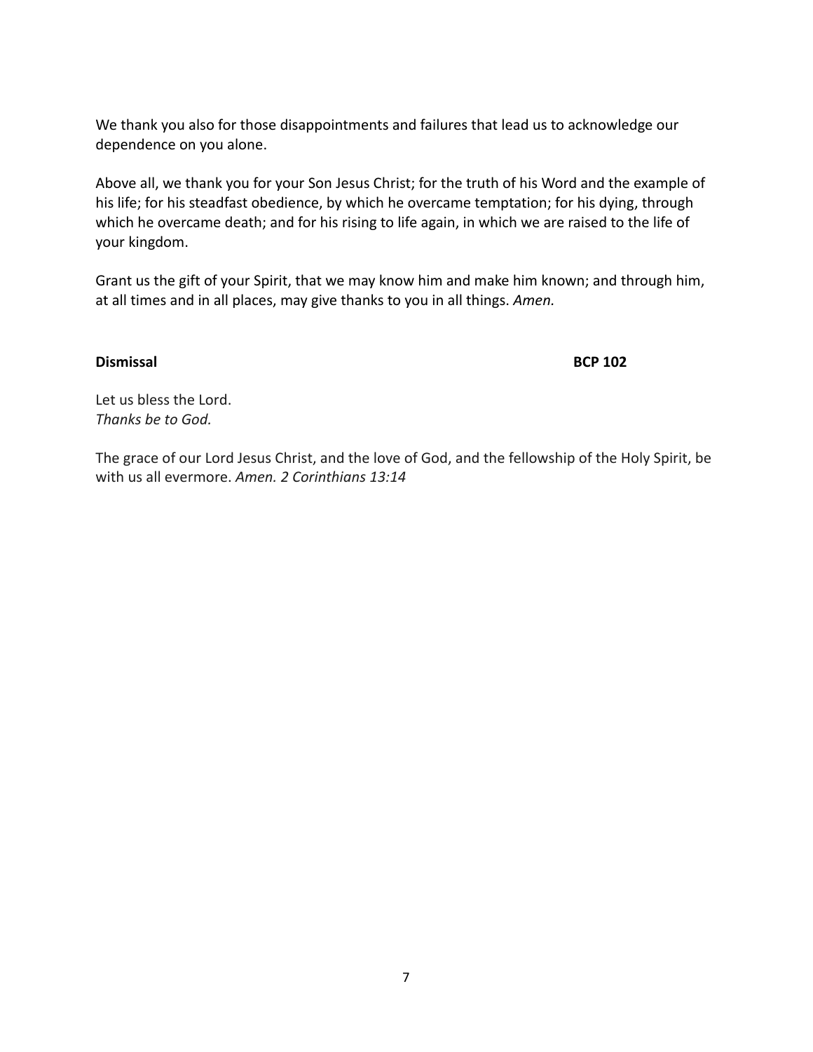We thank you also for those disappointments and failures that lead us to acknowledge our dependence on you alone.

Above all, we thank you for your Son Jesus Christ; for the truth of his Word and the example of his life; for his steadfast obedience, by which he overcame temptation; for his dying, through which he overcame death; and for his rising to life again, in which we are raised to the life of your kingdom.

Grant us the gift of your Spirit, that we may know him and make him known; and through him, at all times and in all places, may give thanks to you in all things. *Amen.*

**Dismissal** **BCP 102**

Let us bless the Lord.
*Thanks be to God.*

The grace of our Lord Jesus Christ, and the love of God, and the fellowship of the Holy Spirit, be with us all evermore. *Amen. 2 Corinthians 13:14*